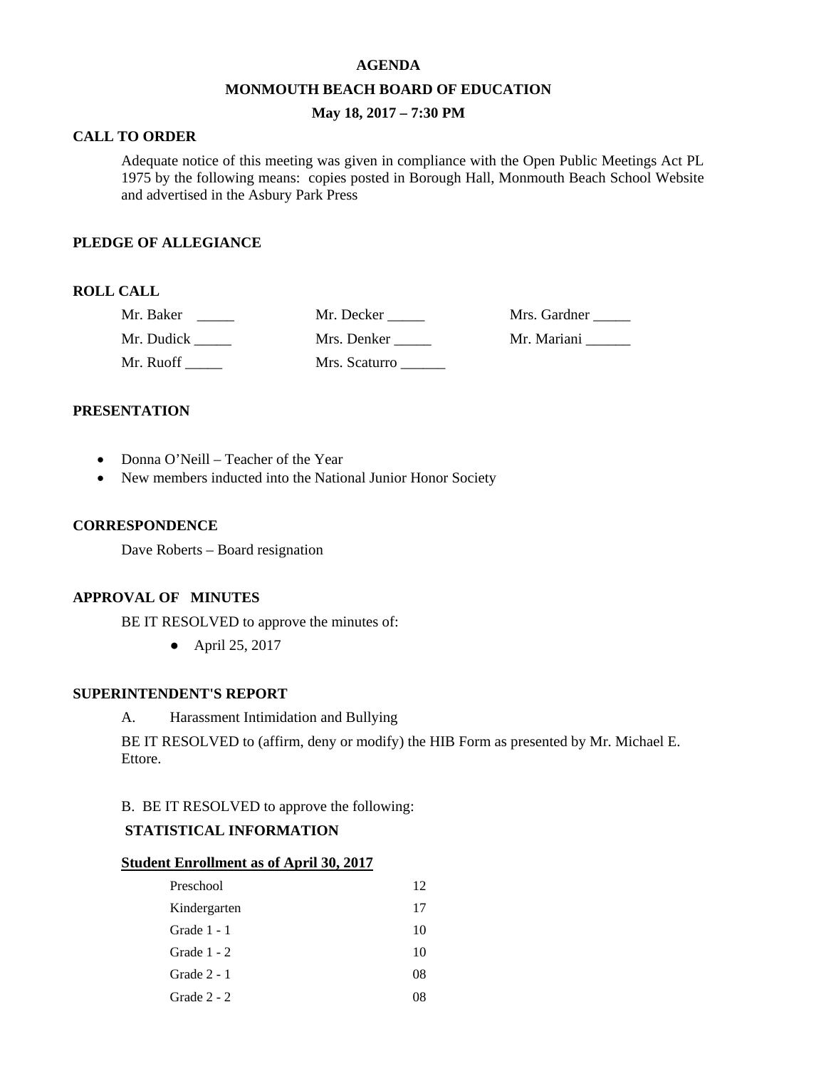**AGENDA**

**MONMOUTH BEACH BOARD OF EDUCATION**

**May 18, 2017 – 7:30 PM**

**CALL TO ORDER**

Adequate notice of this meeting was given in compliance with the Open Public Meetings Act PL 1975 by the following means: copies posted in Borough Hall, Monmouth Beach School Website and advertised in the Asbury Park Press

**PLEDGE OF ALLEGIANCE**

**ROLL CALL**

| | | |
|---|---|---|
| Mr. Baker _____ | Mr. Decker _____ | Mrs. Gardner _____ |
| Mr. Dudick _____ | Mrs. Denker _____ | Mr. Mariani ______ |
| Mr. Ruoff _____ | Mrs. Scaturro ______ | |

**PRESENTATION**

- Donna O'Neill – Teacher of the Year
- New members inducted into the National Junior Honor Society

**CORRESPONDENCE**

Dave Roberts – Board resignation

**APPROVAL OF MINUTES**

BE IT RESOLVED to approve the minutes of:

- April 25, 2017

**SUPERINTENDENT'S REPORT**

A. Harassment Intimidation and Bullying

BE IT RESOLVED to (affirm, deny or modify) the HIB Form as presented by Mr. Michael E. Ettore.

B. BE IT RESOLVED to approve the following:

**STATISTICAL INFORMATION**

**Student Enrollment as of April 30, 2017**

| | |
|---|---|
| Preschool | 12 |
| Kindergarten | 17 |
| Grade 1 - 1 | 10 |
| Grade 1 - 2 | 10 |
| Grade 2 - 1 | 08 |
| Grade 2 - 2 | 08 |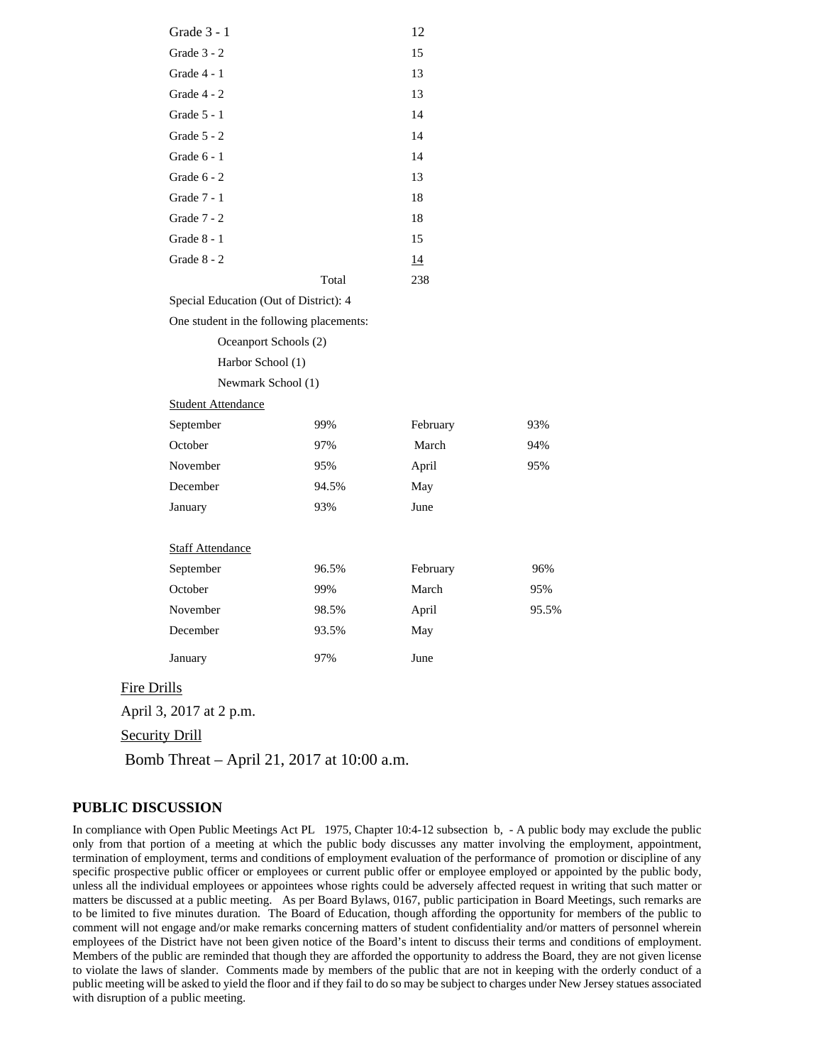| | |
|---|---|
| Grade 3 - 1 | 12 |
| Grade 3 - 2 | 15 |
| Grade 4 - 1 | 13 |
| Grade 4 - 2 | 13 |
| Grade 5 - 1 | 14 |
| Grade 5 - 2 | 14 |
| Grade 6 - 1 | 14 |
| Grade 6 - 2 | 13 |
| Grade 7 - 1 | 18 |
| Grade 7 - 2 | 18 |
| Grade 8 - 1 | 15 |
| Grade 8 - 2 | 14 |
| Total | 238 |

Special Education (Out of District): 4

One student in the following placements:

- Oceanport Schools (2)
- Harbor School (1)
- Newmark School (1)

Student Attendance

| | | | |
|---|---|---|---|
| September | 99% | February | 93% |
| October | 97% | March | 94% |
| November | 95% | April | 95% |
| December | 94.5% | May | |
| January | 93% | June | |

Staff Attendance

| | | | |
|---|---|---|---|
| September | 96.5% | February | 96% |
| October | 99% | March | 95% |
| November | 98.5% | April | 95.5% |
| December | 93.5% | May | |
| January | 97% | June | |

Fire Drills

April 3, 2017 at 2 p.m.

Security Drill

Bomb Threat – April 21, 2017 at 10:00 a.m.

## PUBLIC DISCUSSION

In compliance with Open Public Meetings Act PL 1975, Chapter 10:4-12 subsection b, - A public body may exclude the public only from that portion of a meeting at which the public body discusses any matter involving the employment, appointment, termination of employment, terms and conditions of employment evaluation of the performance of promotion or discipline of any specific prospective public officer or employees or current public offer or employee employed or appointed by the public body, unless all the individual employees or appointees whose rights could be adversely affected request in writing that such matter or matters be discussed at a public meeting. As per Board Bylaws, 0167, public participation in Board Meetings, such remarks are to be limited to five minutes duration. The Board of Education, though affording the opportunity for members of the public to comment will not engage and/or make remarks concerning matters of student confidentiality and/or matters of personnel wherein employees of the District have not been given notice of the Board's intent to discuss their terms and conditions of employment. Members of the public are reminded that though they are afforded the opportunity to address the Board, they are not given license to violate the laws of slander. Comments made by members of the public that are not in keeping with the orderly conduct of a public meeting will be asked to yield the floor and if they fail to do so may be subject to charges under New Jersey statues associated with disruption of a public meeting.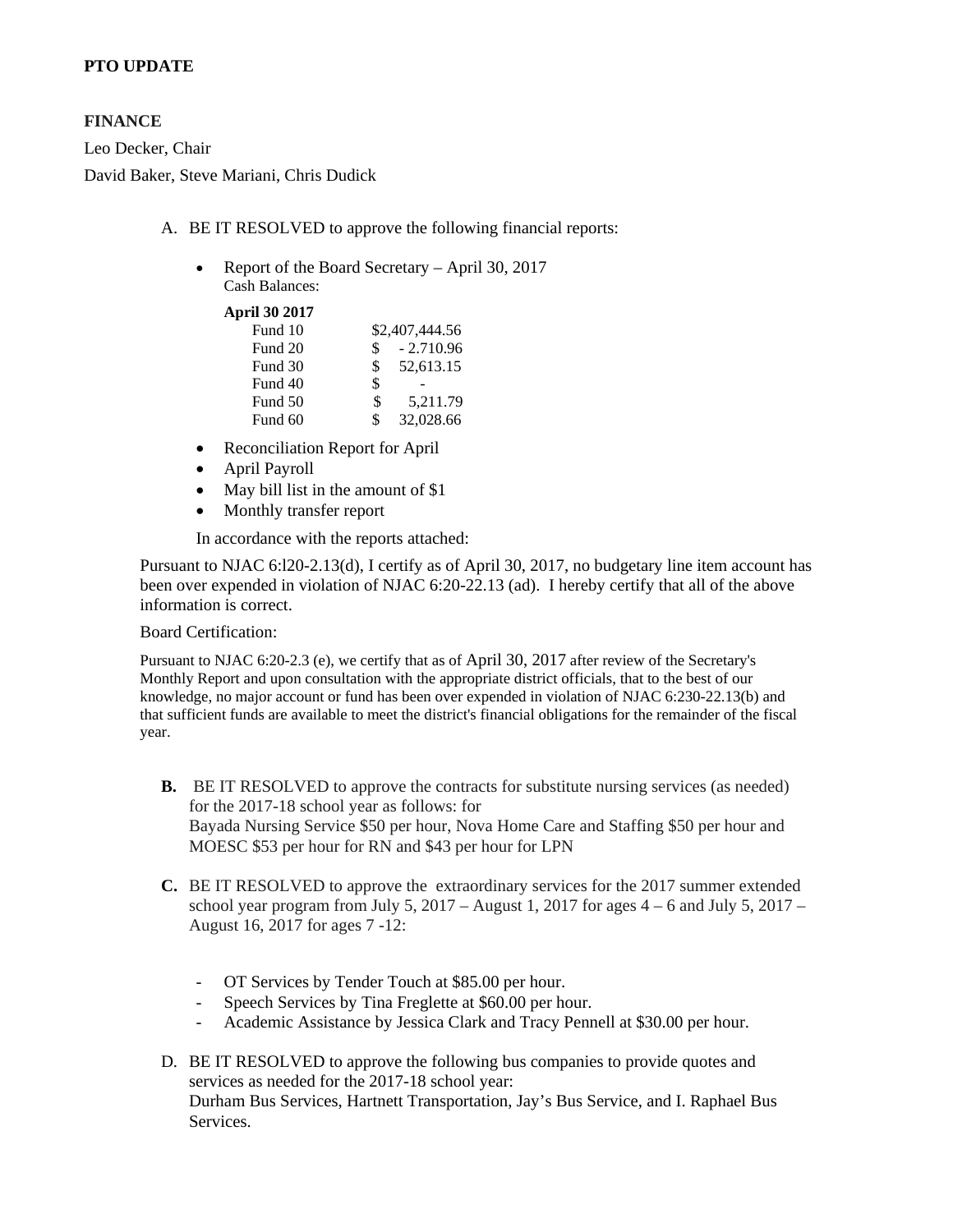**PTO UPDATE**

**FINANCE**

Leo Decker, Chair

David Baker, Steve Mariani, Chris Dudick

A. BE IT RESOLVED to approve the following financial reports:

- Report of the Board Secretary – April 30, 2017
  Cash Balances:

| **April 30 2017** | |
|---|---|
| Fund 10 | $2,407,444.56 |
| Fund 20 | $ - 2.710.96 |
| Fund 30 | $ 52,613.15 |
| Fund 40 | $ - |
| Fund 50 | $ 5,211.79 |
| Fund 60 | $ 32,028.66 |

- Reconciliation Report for April
- April Payroll
- May bill list in the amount of $1
- Monthly transfer report

In accordance with the reports attached:

Pursuant to NJAC 6:l20-2.13(d), I certify as of April 30, 2017, no budgetary line item account has been over expended in violation of NJAC 6:20-22.13 (ad). I hereby certify that all of the above information is correct.

Board Certification:

Pursuant to NJAC 6:20-2.3 (e), we certify that as of April 30, 2017 after review of the Secretary's Monthly Report and upon consultation with the appropriate district officials, that to the best of our knowledge, no major account or fund has been over expended in violation of NJAC 6:230-22.13(b) and that sufficient funds are available to meet the district's financial obligations for the remainder of the fiscal year.

**B.** BE IT RESOLVED to approve the contracts for substitute nursing services (as needed) for the 2017-18 school year as follows: for
Bayada Nursing Service $50 per hour, Nova Home Care and Staffing $50 per hour and MOESC $53 per hour for RN and $43 per hour for LPN

**C.** BE IT RESOLVED to approve the extraordinary services for the 2017 summer extended school year program from July 5, 2017 – August 1, 2017 for ages 4 – 6 and July 5, 2017 – August 16, 2017 for ages 7 -12:

- OT Services by Tender Touch at $85.00 per hour.
- Speech Services by Tina Freglette at $60.00 per hour.
- Academic Assistance by Jessica Clark and Tracy Pennell at $30.00 per hour.

D. BE IT RESOLVED to approve the following bus companies to provide quotes and services as needed for the 2017-18 school year:
Durham Bus Services, Hartnett Transportation, Jay's Bus Service, and I. Raphael Bus Services.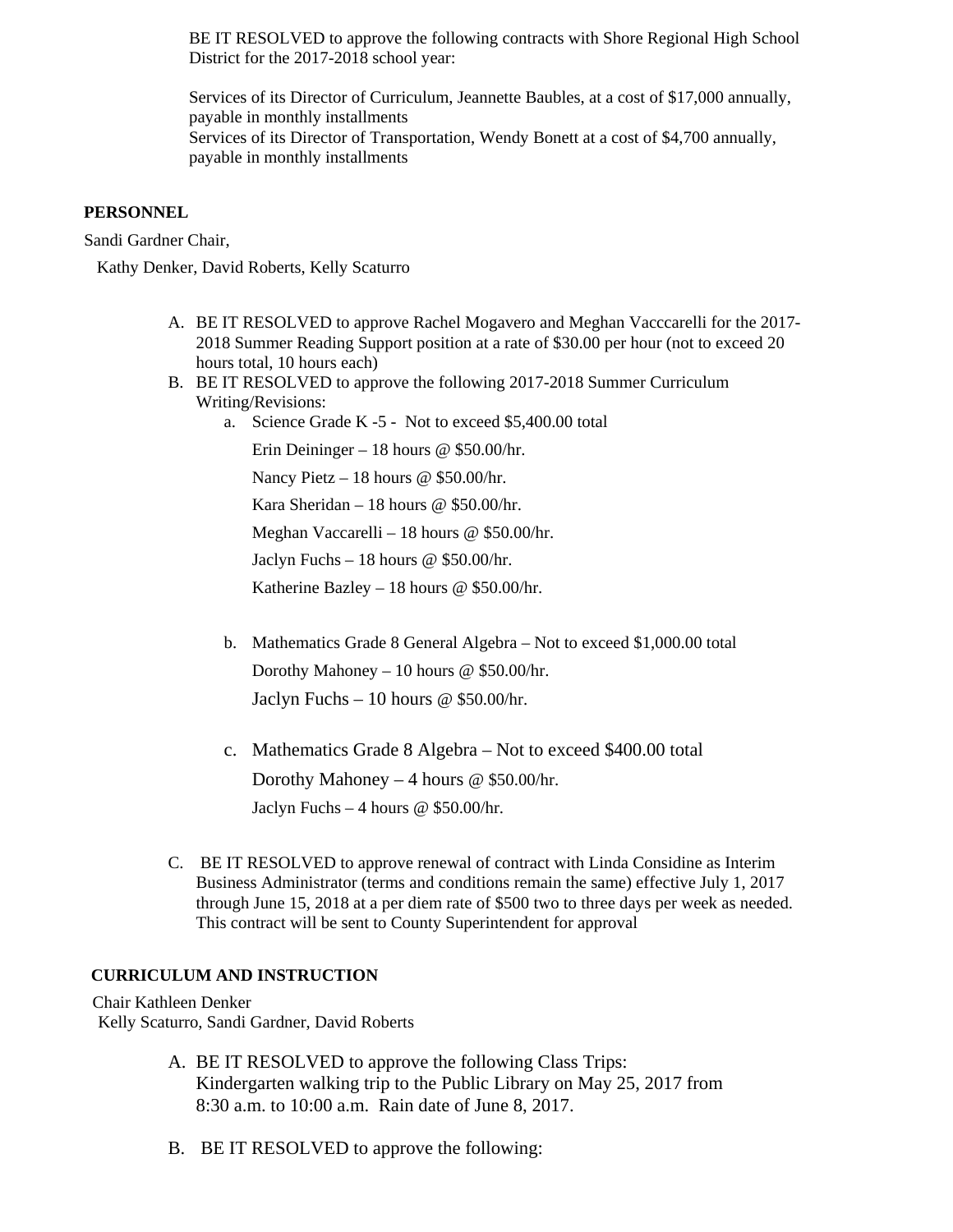BE IT RESOLVED to approve the following contracts with Shore Regional High School District for the 2017-2018 school year:

Services of its Director of Curriculum, Jeannette Baubles, at a cost of $17,000 annually, payable in monthly installments
Services of its Director of Transportation, Wendy Bonett at a cost of $4,700 annually, payable in monthly installments

**PERSONNEL**

Sandi Gardner Chair,

Kathy Denker, David Roberts, Kelly Scaturro

A. BE IT RESOLVED to approve Rachel Mogavero and Meghan Vacccarelli for the 2017-2018 Summer Reading Support position at a rate of $30.00 per hour (not to exceed 20 hours total, 10 hours each)
B. BE IT RESOLVED to approve the following 2017-2018 Summer Curriculum Writing/Revisions:
   a. Science Grade K -5 - Not to exceed $5,400.00 total

      Erin Deininger – 18 hours @ $50.00/hr.

      Nancy Pietz – 18 hours @ $50.00/hr.

      Kara Sheridan – 18 hours @ $50.00/hr.

      Meghan Vaccarelli – 18 hours @ $50.00/hr.

      Jaclyn Fuchs – 18 hours @ $50.00/hr.

      Katherine Bazley – 18 hours @ $50.00/hr.

   b. Mathematics Grade 8 General Algebra – Not to exceed $1,000.00 total

      Dorothy Mahoney – 10 hours @ $50.00/hr.

      Jaclyn Fuchs – 10 hours @ $50.00/hr.

   c. Mathematics Grade 8 Algebra – Not to exceed $400.00 total

      Dorothy Mahoney – 4 hours @ $50.00/hr.

      Jaclyn Fuchs – 4 hours @ $50.00/hr.

C. BE IT RESOLVED to approve renewal of contract with Linda Considine as Interim Business Administrator (terms and conditions remain the same) effective July 1, 2017 through June 15, 2018 at a per diem rate of $500 two to three days per week as needed. This contract will be sent to County Superintendent for approval

**CURRICULUM AND INSTRUCTION**

Chair Kathleen Denker

Kelly Scaturro, Sandi Gardner, David Roberts

A. BE IT RESOLVED to approve the following Class Trips:
   Kindergarten walking trip to the Public Library on May 25, 2017 from 8:30 a.m. to 10:00 a.m. Rain date of June 8, 2017.

B. BE IT RESOLVED to approve the following: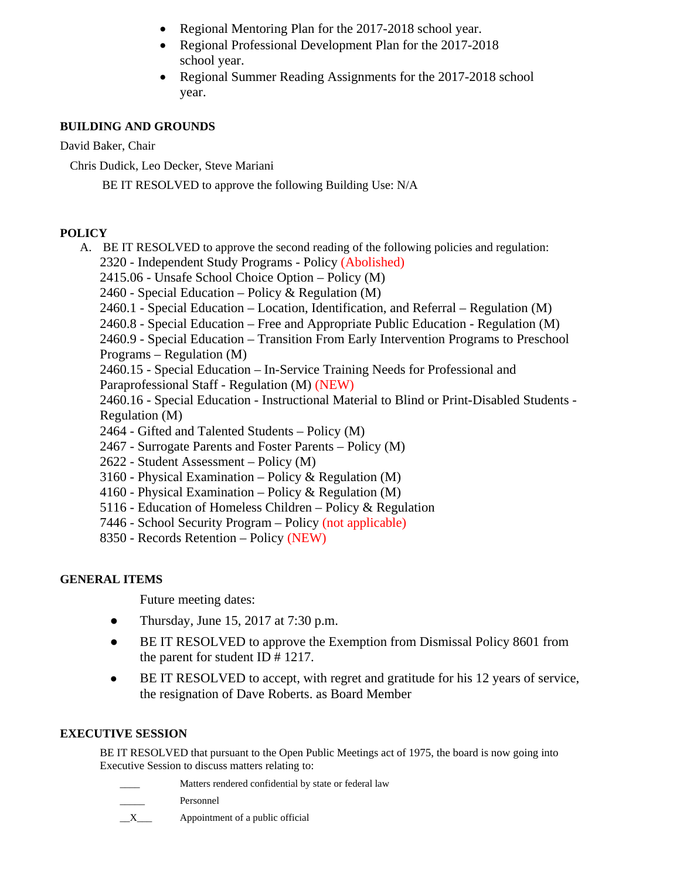- Regional Mentoring Plan for the 2017-2018 school year.
- Regional Professional Development Plan for the 2017-2018 school year.
- Regional Summer Reading Assignments for the 2017-2018 school year.

**BUILDING AND GROUNDS**

David Baker, Chair

Chris Dudick, Leo Decker, Steve Mariani

BE IT RESOLVED to approve the following Building Use: N/A

**POLICY**

A. BE IT RESOLVED to approve the second reading of the following policies and regulation:

2320 - Independent Study Programs - Policy (Abolished)
2415.06 - Unsafe School Choice Option – Policy (M)
2460 - Special Education – Policy & Regulation (M)
2460.1 - Special Education – Location, Identification, and Referral – Regulation (M)
2460.8 - Special Education – Free and Appropriate Public Education - Regulation (M)
2460.9 - Special Education – Transition From Early Intervention Programs to Preschool Programs – Regulation (M)
2460.15 - Special Education – In-Service Training Needs for Professional and Paraprofessional Staff - Regulation (M) (NEW)
2460.16 - Special Education - Instructional Material to Blind or Print-Disabled Students - Regulation (M)
2464 - Gifted and Talented Students – Policy (M)
2467 - Surrogate Parents and Foster Parents – Policy (M)
2622 - Student Assessment – Policy (M)
3160 - Physical Examination – Policy & Regulation (M)
4160 - Physical Examination – Policy & Regulation (M)
5116 - Education of Homeless Children – Policy & Regulation
7446 - School Security Program – Policy (not applicable)
8350 - Records Retention – Policy (NEW)

**GENERAL ITEMS**

Future meeting dates:

- Thursday, June 15, 2017 at 7:30 p.m.
- BE IT RESOLVED to approve the Exemption from Dismissal Policy 8601 from the parent for student ID # 1217.
- BE IT RESOLVED to accept, with regret and gratitude for his 12 years of service, the resignation of Dave Roberts. as Board Member

**EXECUTIVE SESSION**

BE IT RESOLVED that pursuant to the Open Public Meetings act of 1975, the board is now going into Executive Session to discuss matters relating to:

____ Matters rendered confidential by state or federal law

_____ Personnel

__X___ Appointment of a public official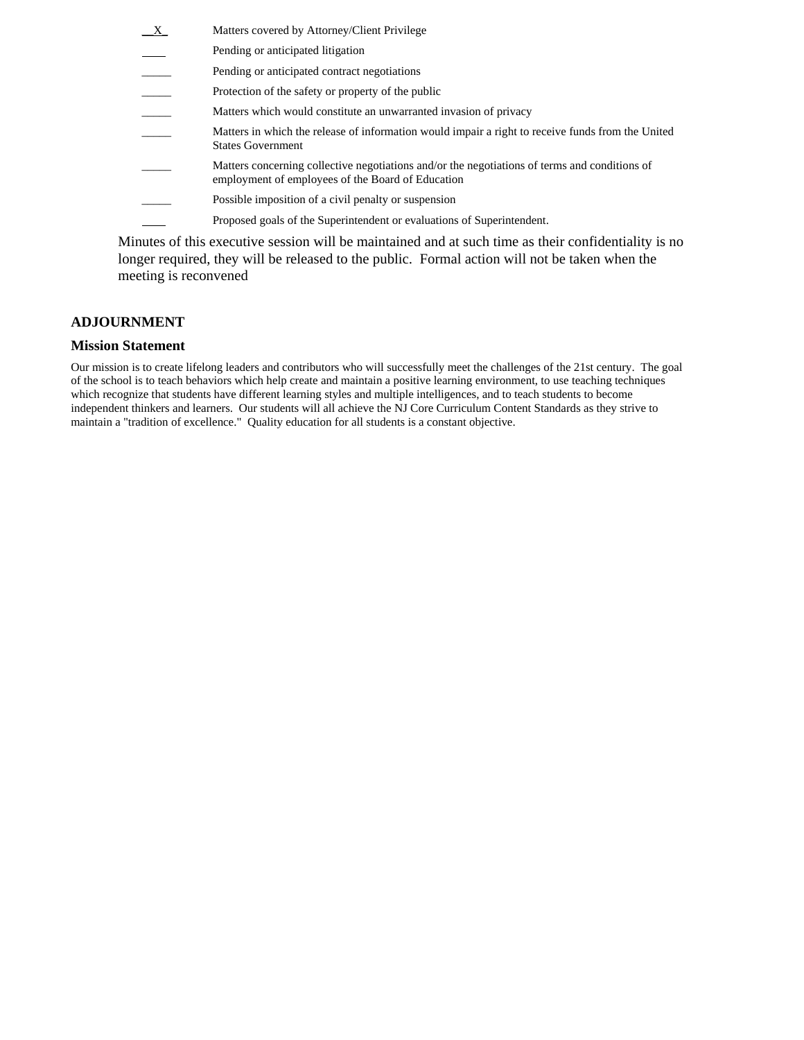__X_ Matters covered by Attorney/Client Privilege

____ Pending or anticipated litigation

_____ Pending or anticipated contract negotiations

_____ Protection of the safety or property of the public

_____ Matters which would constitute an unwarranted invasion of privacy

_____ Matters in which the release of information would impair a right to receive funds from the United States Government

_____ Matters concerning collective negotiations and/or the negotiations of terms and conditions of employment of employees of the Board of Education

_____ Possible imposition of a civil penalty or suspension

____ Proposed goals of the Superintendent or evaluations of Superintendent.

Minutes of this executive session will be maintained and at such time as their confidentiality is no longer required, they will be released to the public. Formal action will not be taken when the meeting is reconvened

**ADJOURNMENT**

### Mission Statement

Our mission is to create lifelong leaders and contributors who will successfully meet the challenges of the 21st century. The goal of the school is to teach behaviors which help create and maintain a positive learning environment, to use teaching techniques which recognize that students have different learning styles and multiple intelligences, and to teach students to become independent thinkers and learners. Our students will all achieve the NJ Core Curriculum Content Standards as they strive to maintain a "tradition of excellence." Quality education for all students is a constant objective.